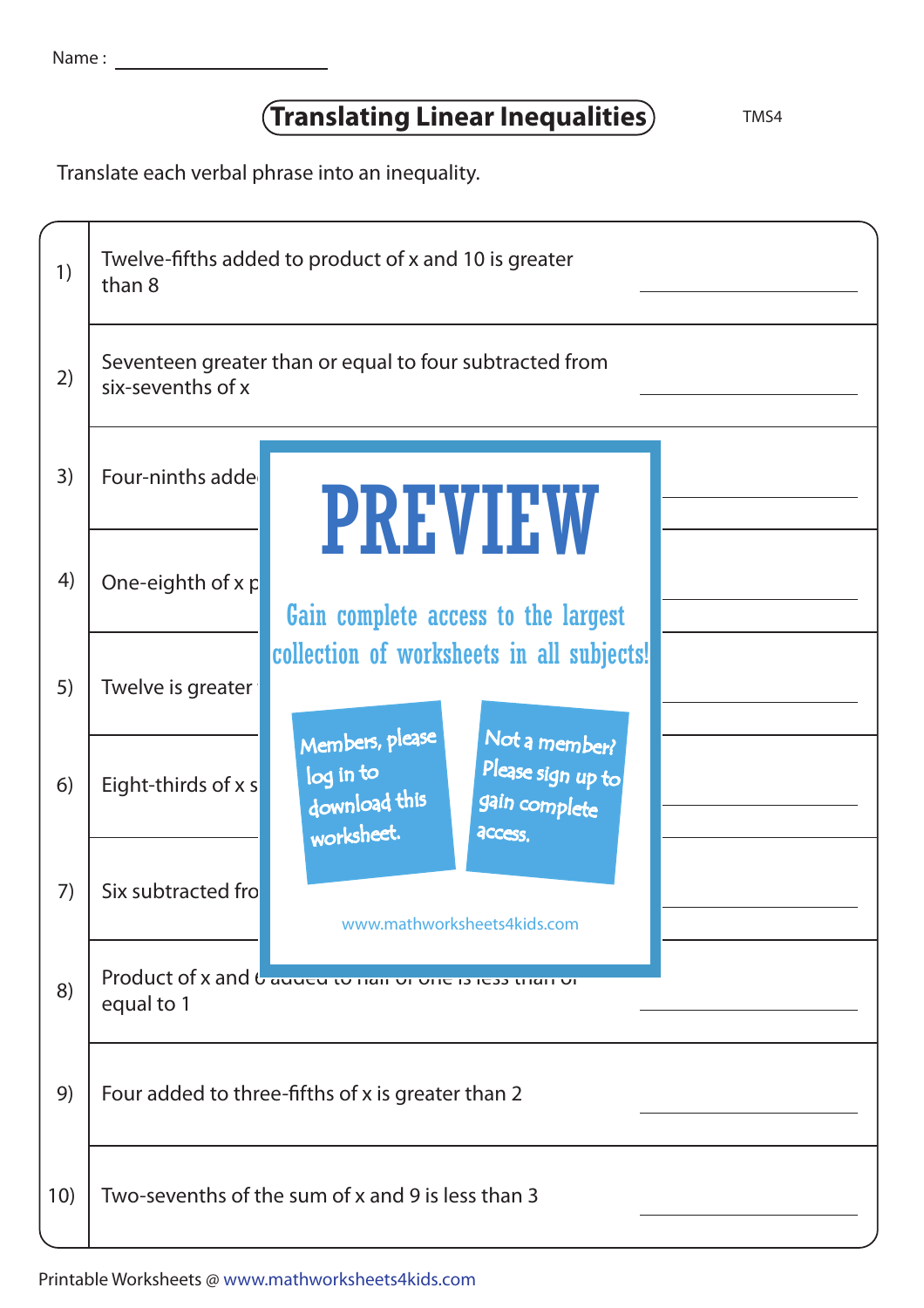Name : ____________________

# Translating Linear Inequalities

TMS4

Translate each verbal phrase into an inequality.

| | | |
|---|---|---|
| 1) | Twelve-fifths added to product of x and 10 is greater than 8 | ________ |
| 2) | Seventeen greater than or equal to four subtracted from six-sevenths of x | ________ |
| 3) | Four-ninths adde | ________ |
| 4) | One-eighth of x p | ________ |
| 5) | Twelve is greater | ________ |
| 6) | Eight-thirds of x s | ________ |
| 7) | Six subtracted fro | ________ |
| 8) | Product of x and 6 added to half of one is less than or equal to 1 | ________ |
| 9) | Four added to three-fifths of x is greater than 2 | ________ |
| 10) | Two-sevenths of the sum of x and 9 is less than 3 | ________ |

PREVIEW

Gain complete access to the largest collection of worksheets in all subjects!

Members, please log in to download this worksheet.

Not a member? Please sign up to gain complete access.

www.mathworksheets4kids.com

Printable Worksheets @ www.mathworksheets4kids.com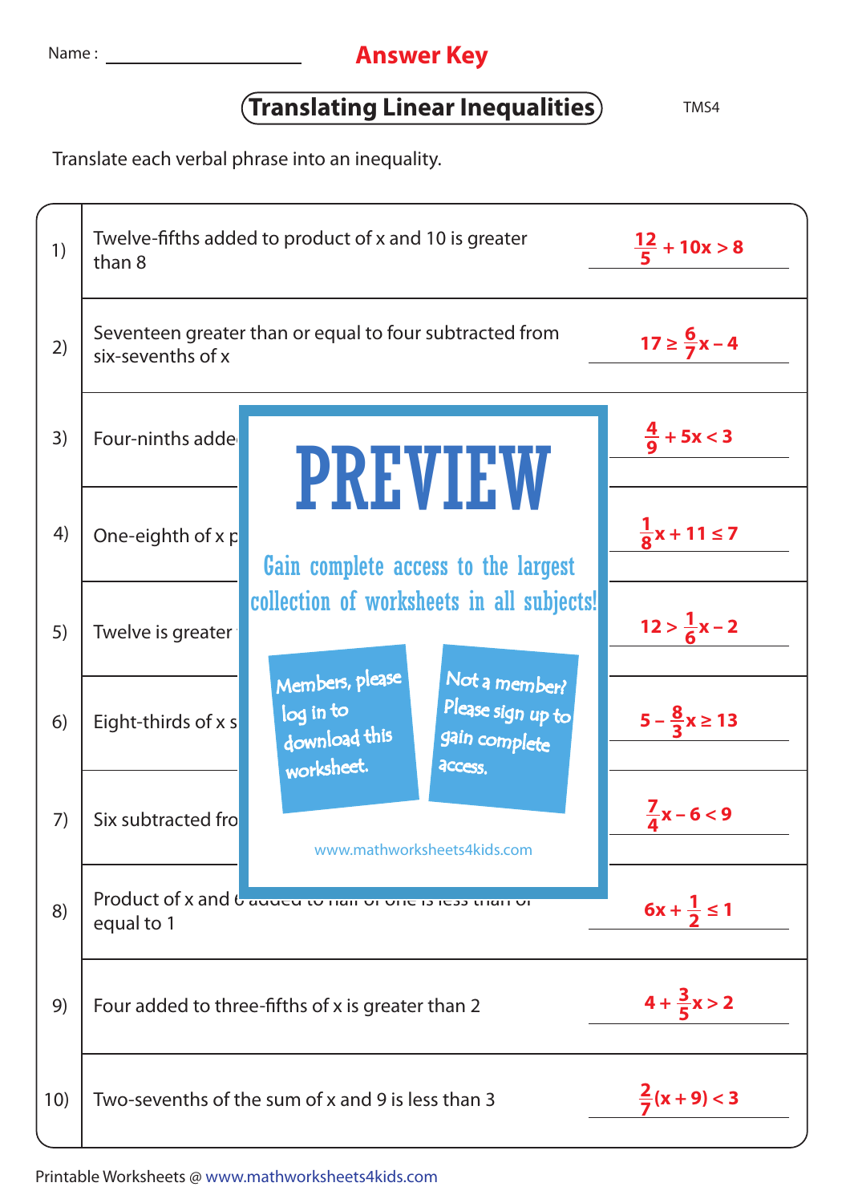Name : ____________________ **Answer Key**

# Translating Linear Inequalities

TMS4

Translate each verbal phrase into an inequality.

| | | |
|---|---|---|
| 1) | Twelve-fifths added to product of x and 10 is greater than 8 | $\frac{12}{5} + 10x > 8$ |
| 2) | Seventeen greater than or equal to four subtracted from six-sevenths of x | $17 \geq \frac{6}{7}x - 4$ |
| 3) | Four-ninths adde | $\frac{4}{9} + 5x < 3$ |
| 4) | One-eighth of x p | $\frac{1}{8}x + 11 \leq 7$ |
| 5) | Twelve is greater | $12 > \frac{1}{6}x - 2$ |
| 6) | Eight-thirds of x s | $5 - \frac{8}{3}x \geq 13$ |
| 7) | Six subtracted fro | $\frac{7}{4}x - 6 < 9$ |
| 8) | Product of x and 6 added to half of one is less than or equal to 1 | $6x + \frac{1}{2} \leq 1$ |
| 9) | Four added to three-fifths of x is greater than 2 | $4 + \frac{3}{5}x > 2$ |
| 10) | Two-sevenths of the sum of x and 9 is less than 3 | $\frac{2}{7}(x + 9) < 3$ |

PREVIEW

Gain complete access to the largest collection of worksheets in all subjects!

Members, please log in to download this worksheet.

Not a member? Please sign up to gain complete access.

www.mathworksheets4kids.com

Printable Worksheets @ www.mathworksheets4kids.com